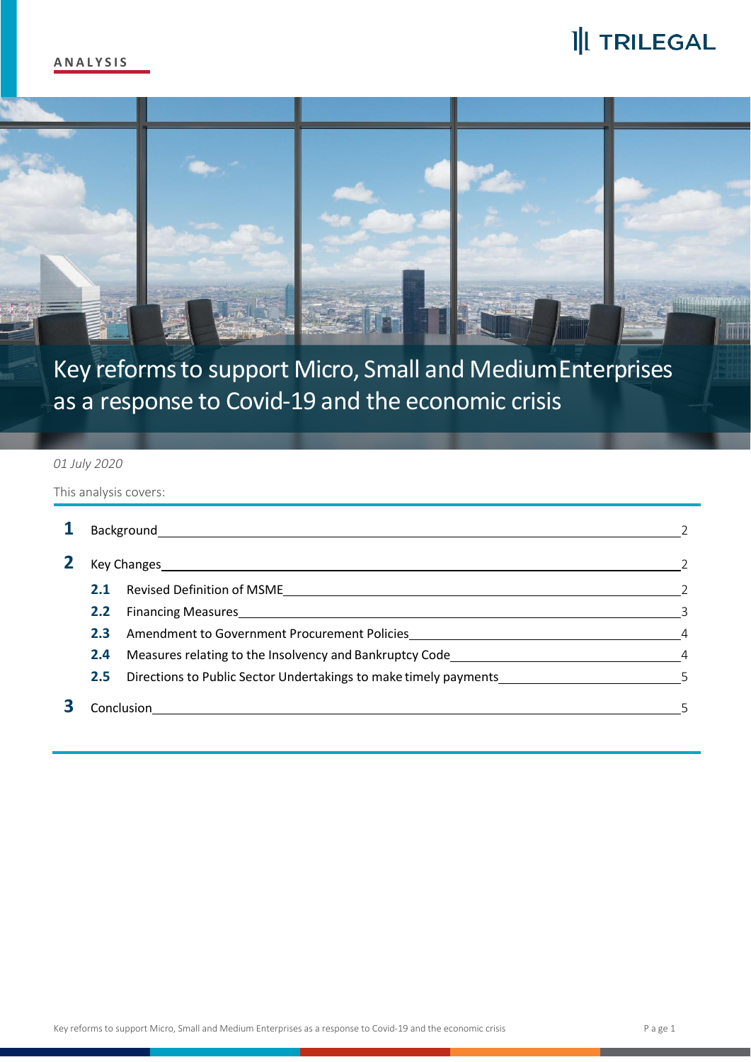ANALYSIS

TRILEGAL

# Key reforms to support Micro, Small and Medium Enterprises as a response to Covid-19 and the economic crisis

*01 July 2020*

This analysis covers:

**1** Background — 2

**2** Key Changes — 2

- **2.1** Revised Definition of MSME — 2
- **2.2** Financing Measures — 3
- **2.3** Amendment to Government Procurement Policies — 4
- **2.4** Measures relating to the Insolvency and Bankruptcy Code — 4
- **2.5** Directions to Public Sector Undertakings to make timely payments — 5

**3** Conclusion — 5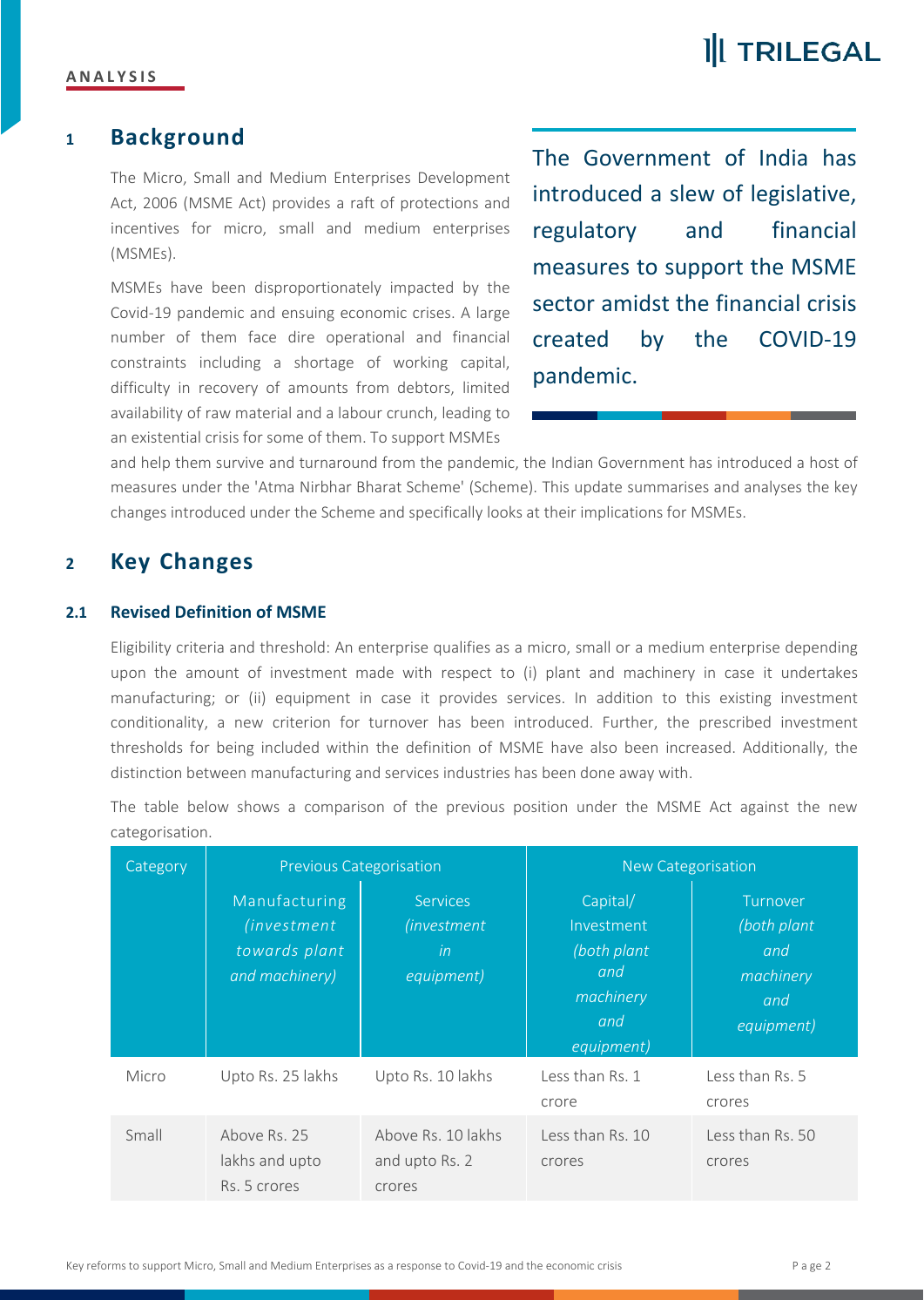ANALYSIS

## 1 Background

The Micro, Small and Medium Enterprises Development Act, 2006 (MSME Act) provides a raft of protections and incentives for micro, small and medium enterprises (MSMEs).

MSMEs have been disproportionately impacted by the Covid-19 pandemic and ensuing economic crises. A large number of them face dire operational and financial constraints including a shortage of working capital, difficulty in recovery of amounts from debtors, limited availability of raw material and a labour crunch, leading to an existential crisis for some of them. To support MSMEs and help them survive and turnaround from the pandemic, the Indian Government has introduced a host of measures under the 'Atma Nirbhar Bharat Scheme' (Scheme). This update summarises and analyses the key changes introduced under the Scheme and specifically looks at their implications for MSMEs.

> The Government of India has introduced a slew of legislative, regulatory and financial measures to support the MSME sector amidst the financial crisis created by the COVID-19 pandemic.

## 2 Key Changes

### 2.1 Revised Definition of MSME

Eligibility criteria and threshold: An enterprise qualifies as a micro, small or a medium enterprise depending upon the amount of investment made with respect to (i) plant and machinery in case it undertakes manufacturing; or (ii) equipment in case it provides services. In addition to this existing investment conditionality, a new criterion for turnover has been introduced. Further, the prescribed investment thresholds for being included within the definition of MSME have also been increased. Additionally, the distinction between manufacturing and services industries has been done away with.

The table below shows a comparison of the previous position under the MSME Act against the new categorisation.

| Category | Previous Categorisation | | New Categorisation | |
|---|---|---|---|---|
| | Manufacturing *(investment towards plant and machinery)* | Services *(investment in equipment)* | Capital/ Investment *(both plant and machinery and equipment)* | Turnover *(both plant and machinery and equipment)* |
| Micro | Upto Rs. 25 lakhs | Upto Rs. 10 lakhs | Less than Rs. 1 crore | Less than Rs. 5 crores |
| Small | Above Rs. 25 lakhs and upto Rs. 5 crores | Above Rs. 10 lakhs and upto Rs. 2 crores | Less than Rs. 10 crores | Less than Rs. 50 crores |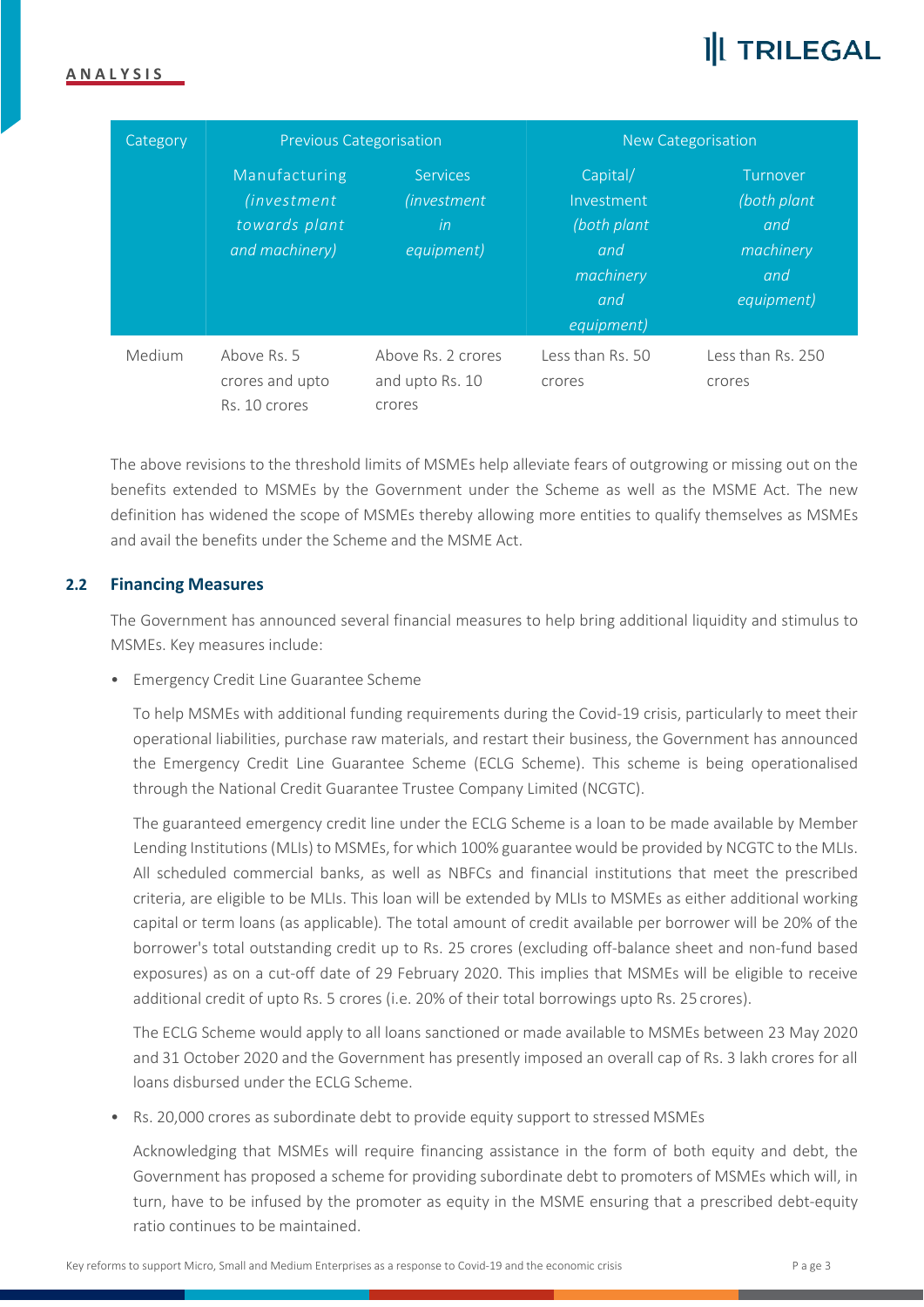| Category | Previous Categorisation | | New Categorisation | |
|---|---|---|---|---|
| | Manufacturing *(investment towards plant and machinery)* | Services *(investment in equipment)* | Capital/ Investment *(both plant and machinery and equipment)* | Turnover *(both plant and machinery and equipment)* |
| Medium | Above Rs. 5 crores and upto Rs. 10 crores | Above Rs. 2 crores and upto Rs. 10 crores | Less than Rs. 50 crores | Less than Rs. 250 crores |

The above revisions to the threshold limits of MSMEs help alleviate fears of outgrowing or missing out on the benefits extended to MSMEs by the Government under the Scheme as well as the MSME Act. The new definition has widened the scope of MSMEs thereby allowing more entities to qualify themselves as MSMEs and avail the benefits under the Scheme and the MSME Act.

## 2.2 Financing Measures

The Government has announced several financial measures to help bring additional liquidity and stimulus to MSMEs. Key measures include:

- Emergency Credit Line Guarantee Scheme

  To help MSMEs with additional funding requirements during the Covid-19 crisis, particularly to meet their operational liabilities, purchase raw materials, and restart their business, the Government has announced the Emergency Credit Line Guarantee Scheme (ECLG Scheme). This scheme is being operationalised through the National Credit Guarantee Trustee Company Limited (NCGTC).

  The guaranteed emergency credit line under the ECLG Scheme is a loan to be made available by Member Lending Institutions (MLIs) to MSMEs, for which 100% guarantee would be provided by NCGTC to the MLIs. All scheduled commercial banks, as well as NBFCs and financial institutions that meet the prescribed criteria, are eligible to be MLIs. This loan will be extended by MLIs to MSMEs as either additional working capital or term loans (as applicable). The total amount of credit available per borrower will be 20% of the borrower's total outstanding credit up to Rs. 25 crores (excluding off-balance sheet and non-fund based exposures) as on a cut-off date of 29 February 2020. This implies that MSMEs will be eligible to receive additional credit of upto Rs. 5 crores (i.e. 20% of their total borrowings upto Rs. 25 crores).

  The ECLG Scheme would apply to all loans sanctioned or made available to MSMEs between 23 May 2020 and 31 October 2020 and the Government has presently imposed an overall cap of Rs. 3 lakh crores for all loans disbursed under the ECLG Scheme.

- Rs. 20,000 crores as subordinate debt to provide equity support to stressed MSMEs

  Acknowledging that MSMEs will require financing assistance in the form of both equity and debt, the Government has proposed a scheme for providing subordinate debt to promoters of MSMEs which will, in turn, have to be infused by the promoter as equity in the MSME ensuring that a prescribed debt-equity ratio continues to be maintained.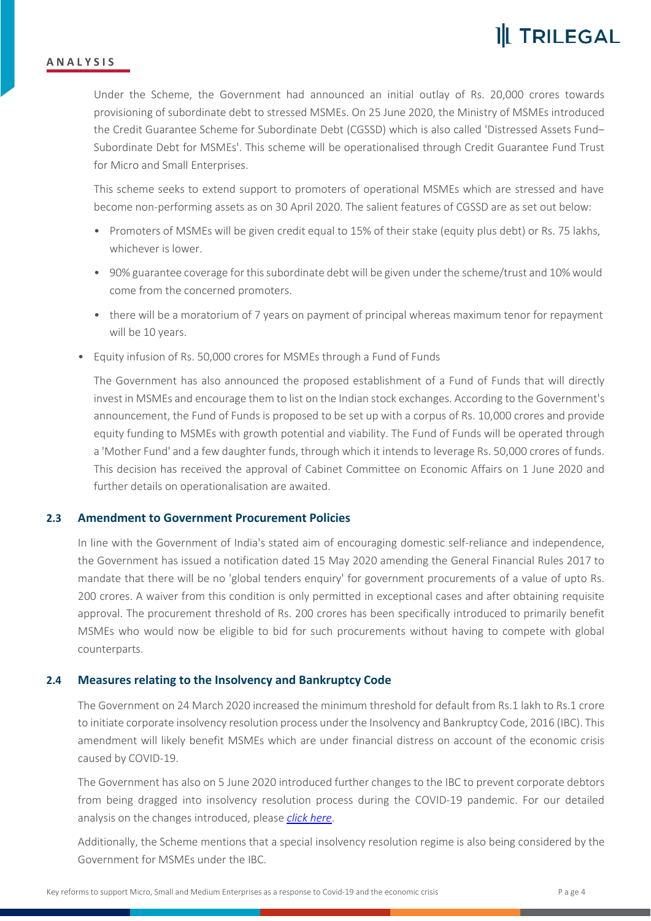Under the Scheme, the Government had announced an initial outlay of Rs. 20,000 crores towards provisioning of subordinate debt to stressed MSMEs. On 25 June 2020, the Ministry of MSMEs introduced the Credit Guarantee Scheme for Subordinate Debt (CGSSD) which is also called 'Distressed Assets Fund– Subordinate Debt for MSMEs'. This scheme will be operationalised through Credit Guarantee Fund Trust for Micro and Small Enterprises.

This scheme seeks to extend support to promoters of operational MSMEs which are stressed and have become non-performing assets as on 30 April 2020. The salient features of CGSSD are as set out below:

- Promoters of MSMEs will be given credit equal to 15% of their stake (equity plus debt) or Rs. 75 lakhs, whichever is lower.
- 90% guarantee coverage for this subordinate debt will be given under the scheme/trust and 10% would come from the concerned promoters.
- there will be a moratorium of 7 years on payment of principal whereas maximum tenor for repayment will be 10 years.

- Equity infusion of Rs. 50,000 crores for MSMEs through a Fund of Funds

  The Government has also announced the proposed establishment of a Fund of Funds that will directly invest in MSMEs and encourage them to list on the Indian stock exchanges. According to the Government's announcement, the Fund of Funds is proposed to be set up with a corpus of Rs. 10,000 crores and provide equity funding to MSMEs with growth potential and viability. The Fund of Funds will be operated through a 'Mother Fund' and a few daughter funds, through which it intends to leverage Rs. 50,000 crores of funds. This decision has received the approval of Cabinet Committee on Economic Affairs on 1 June 2020 and further details on operationalisation are awaited.

### 2.3 Amendment to Government Procurement Policies

In line with the Government of India's stated aim of encouraging domestic self-reliance and independence, the Government has issued a notification dated 15 May 2020 amending the General Financial Rules 2017 to mandate that there will be no 'global tenders enquiry' for government procurements of a value of upto Rs. 200 crores. A waiver from this condition is only permitted in exceptional cases and after obtaining requisite approval. The procurement threshold of Rs. 200 crores has been specifically introduced to primarily benefit MSMEs who would now be eligible to bid for such procurements without having to compete with global counterparts.

### 2.4 Measures relating to the Insolvency and Bankruptcy Code

The Government on 24 March 2020 increased the minimum threshold for default from Rs.1 lakh to Rs.1 crore to initiate corporate insolvency resolution process under the Insolvency and Bankruptcy Code, 2016 (IBC). This amendment will likely benefit MSMEs which are under financial distress on account of the economic crisis caused by COVID-19.

The Government has also on 5 June 2020 introduced further changes to the IBC to prevent corporate debtors from being dragged into insolvency resolution process during the COVID-19 pandemic. For our detailed analysis on the changes introduced, please *click here*.

Additionally, the Scheme mentions that a special insolvency resolution regime is also being considered by the Government for MSMEs under the IBC.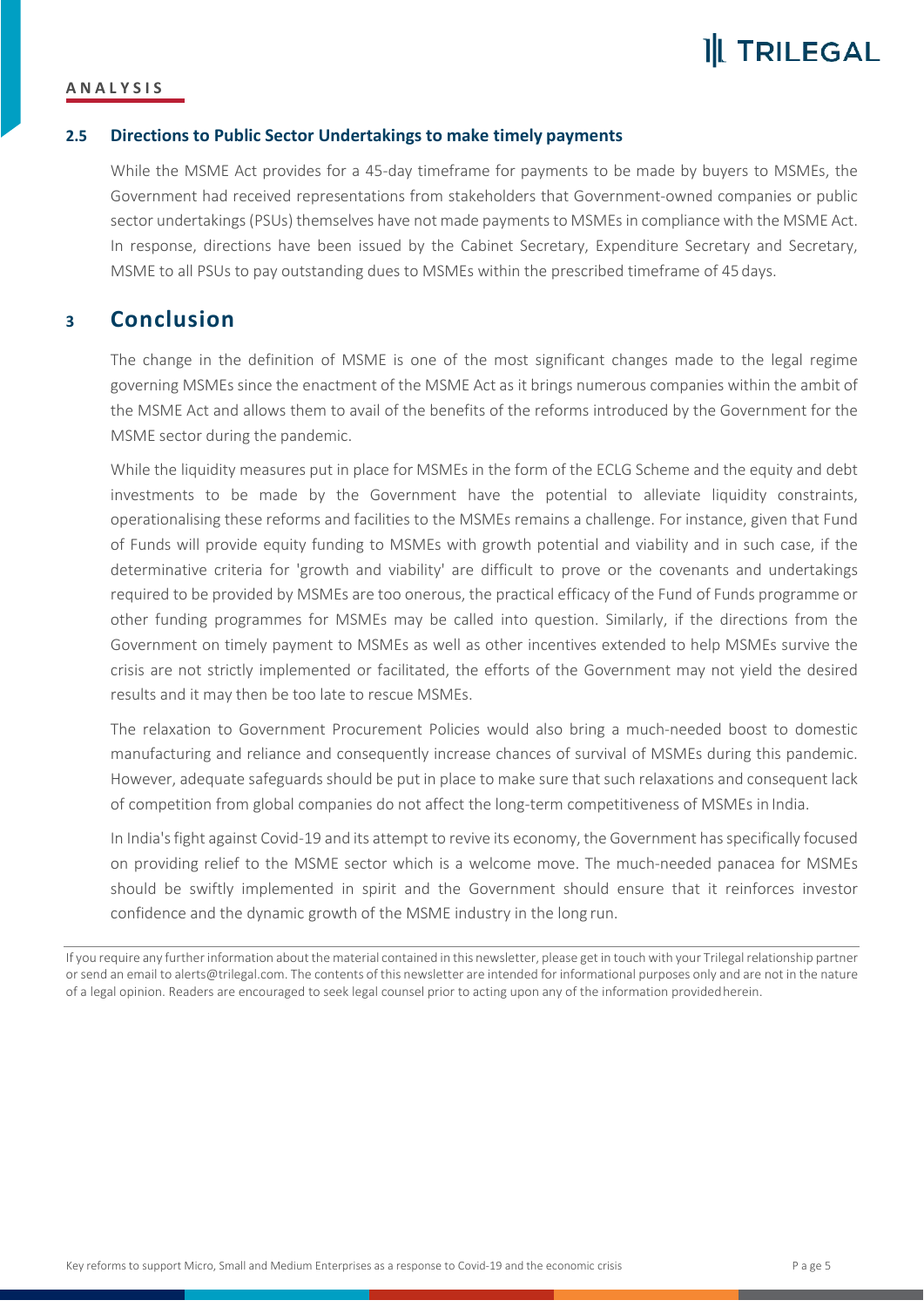### 2.5 Directions to Public Sector Undertakings to make timely payments

While the MSME Act provides for a 45-day timeframe for payments to be made by buyers to MSMEs, the Government had received representations from stakeholders that Government-owned companies or public sector undertakings (PSUs) themselves have not made payments to MSMEs in compliance with the MSME Act. In response, directions have been issued by the Cabinet Secretary, Expenditure Secretary and Secretary, MSME to all PSUs to pay outstanding dues to MSMEs within the prescribed timeframe of 45 days.

## 3 Conclusion

The change in the definition of MSME is one of the most significant changes made to the legal regime governing MSMEs since the enactment of the MSME Act as it brings numerous companies within the ambit of the MSME Act and allows them to avail of the benefits of the reforms introduced by the Government for the MSME sector during the pandemic.

While the liquidity measures put in place for MSMEs in the form of the ECLG Scheme and the equity and debt investments to be made by the Government have the potential to alleviate liquidity constraints, operationalising these reforms and facilities to the MSMEs remains a challenge. For instance, given that Fund of Funds will provide equity funding to MSMEs with growth potential and viability and in such case, if the determinative criteria for 'growth and viability' are difficult to prove or the covenants and undertakings required to be provided by MSMEs are too onerous, the practical efficacy of the Fund of Funds programme or other funding programmes for MSMEs may be called into question. Similarly, if the directions from the Government on timely payment to MSMEs as well as other incentives extended to help MSMEs survive the crisis are not strictly implemented or facilitated, the efforts of the Government may not yield the desired results and it may then be too late to rescue MSMEs.

The relaxation to Government Procurement Policies would also bring a much-needed boost to domestic manufacturing and reliance and consequently increase chances of survival of MSMEs during this pandemic. However, adequate safeguards should be put in place to make sure that such relaxations and consequent lack of competition from global companies do not affect the long-term competitiveness of MSMEs in India.

In India's fight against Covid-19 and its attempt to revive its economy, the Government has specifically focused on providing relief to the MSME sector which is a welcome move. The much-needed panacea for MSMEs should be swiftly implemented in spirit and the Government should ensure that it reinforces investor confidence and the dynamic growth of the MSME industry in the long run.

---

If you require any further information about the material contained in this newsletter, please get in touch with your Trilegal relationship partner or send an email to alerts@trilegal.com. The contents of this newsletter are intended for informational purposes only and are not in the nature of a legal opinion. Readers are encouraged to seek legal counsel prior to acting upon any of the information provided herein.